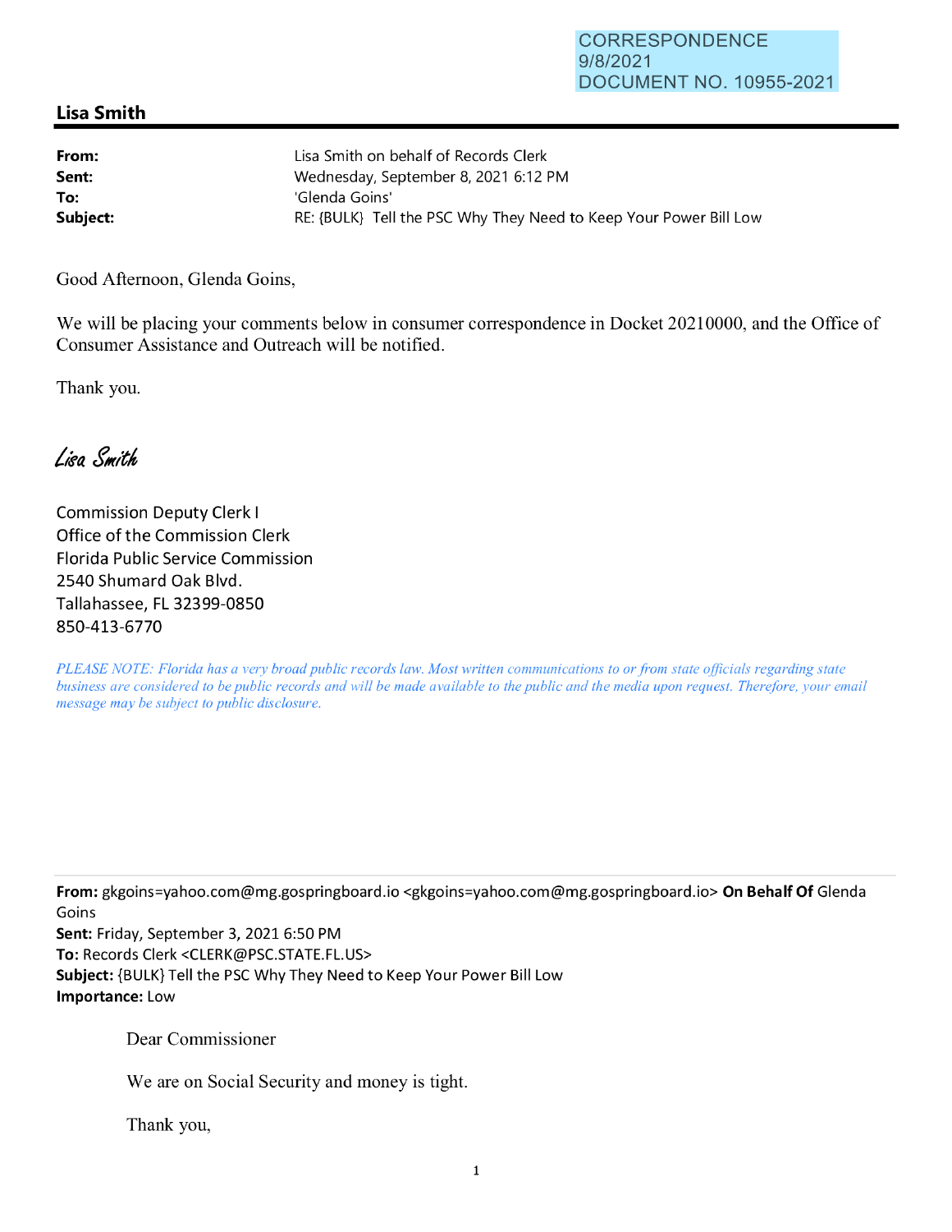CORRESPONDENCE
9/8/2021
DOCUMENT NO. 10955-2021

## Lisa Smith

| | |
|---|---|
| **From:** | Lisa Smith on behalf of Records Clerk |
| **Sent:** | Wednesday, September 8, 2021 6:12 PM |
| **To:** | 'Glenda Goins' |
| **Subject:** | RE: {BULK} Tell the PSC Why They Need to Keep Your Power Bill Low |

Good Afternoon, Glenda Goins,

We will be placing your comments below in consumer correspondence in Docket 20210000, and the Office of Consumer Assistance and Outreach will be notified.

Thank you.

*Lisa Smith*

Commission Deputy Clerk I
Office of the Commission Clerk
Florida Public Service Commission
2540 Shumard Oak Blvd.
Tallahassee, FL 32399-0850
850-413-6770

*PLEASE NOTE: Florida has a very broad public records law. Most written communications to or from state officials regarding state business are considered to be public records and will be made available to the public and the media upon request. Therefore, your email message may be subject to public disclosure.*

---

**From:** gkgoins=yahoo.com@mg.gospringboard.io <gkgoins=yahoo.com@mg.gospringboard.io> **On Behalf Of** Glenda Goins
**Sent:** Friday, September 3, 2021 6:50 PM
**To:** Records Clerk <CLERK@PSC.STATE.FL.US>
**Subject:** {BULK} Tell the PSC Why They Need to Keep Your Power Bill Low
**Importance:** Low

Dear Commissioner

We are on Social Security and money is tight.

Thank you,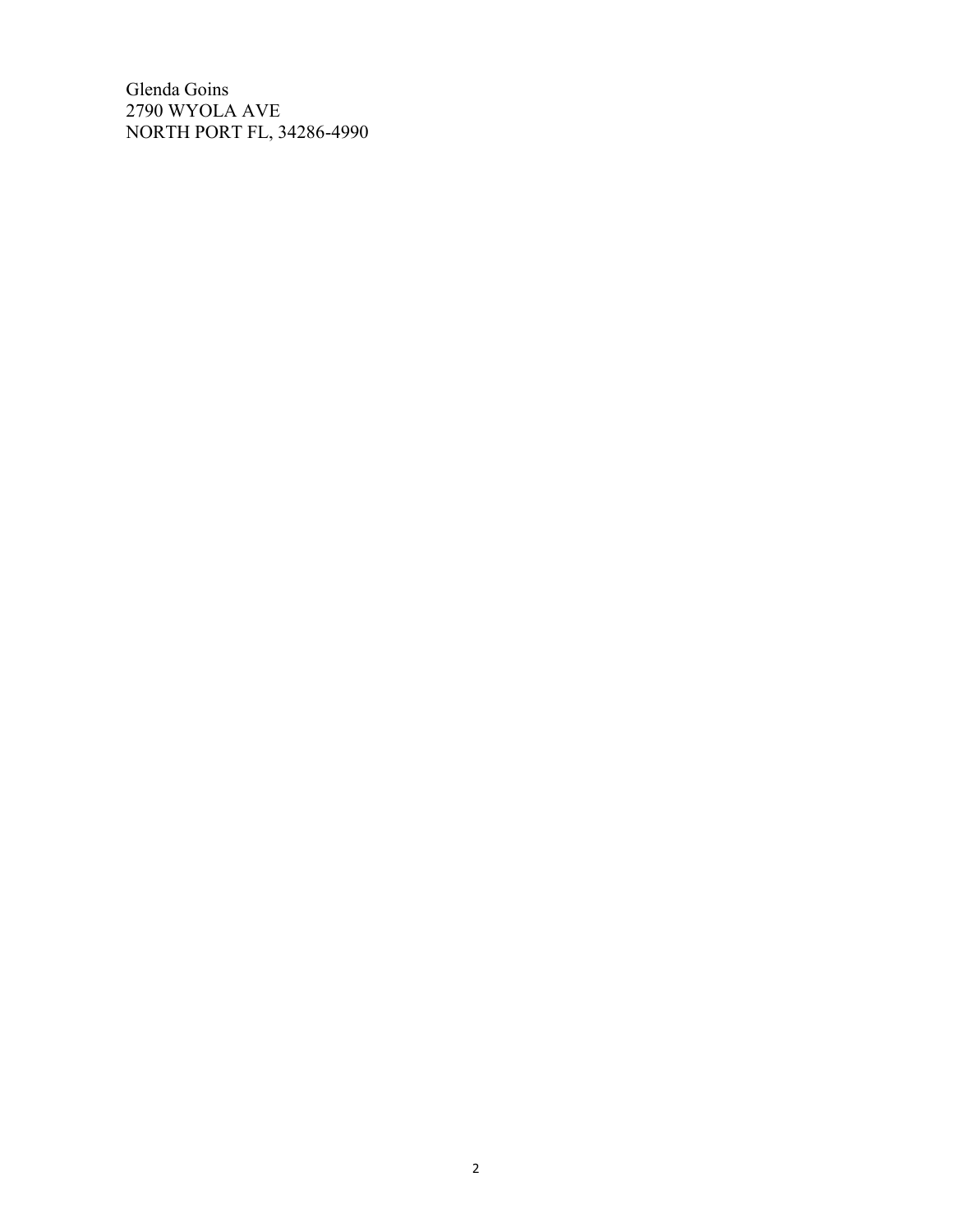Glenda Goins
2790 WYOLA AVE
NORTH PORT FL, 34286-4990